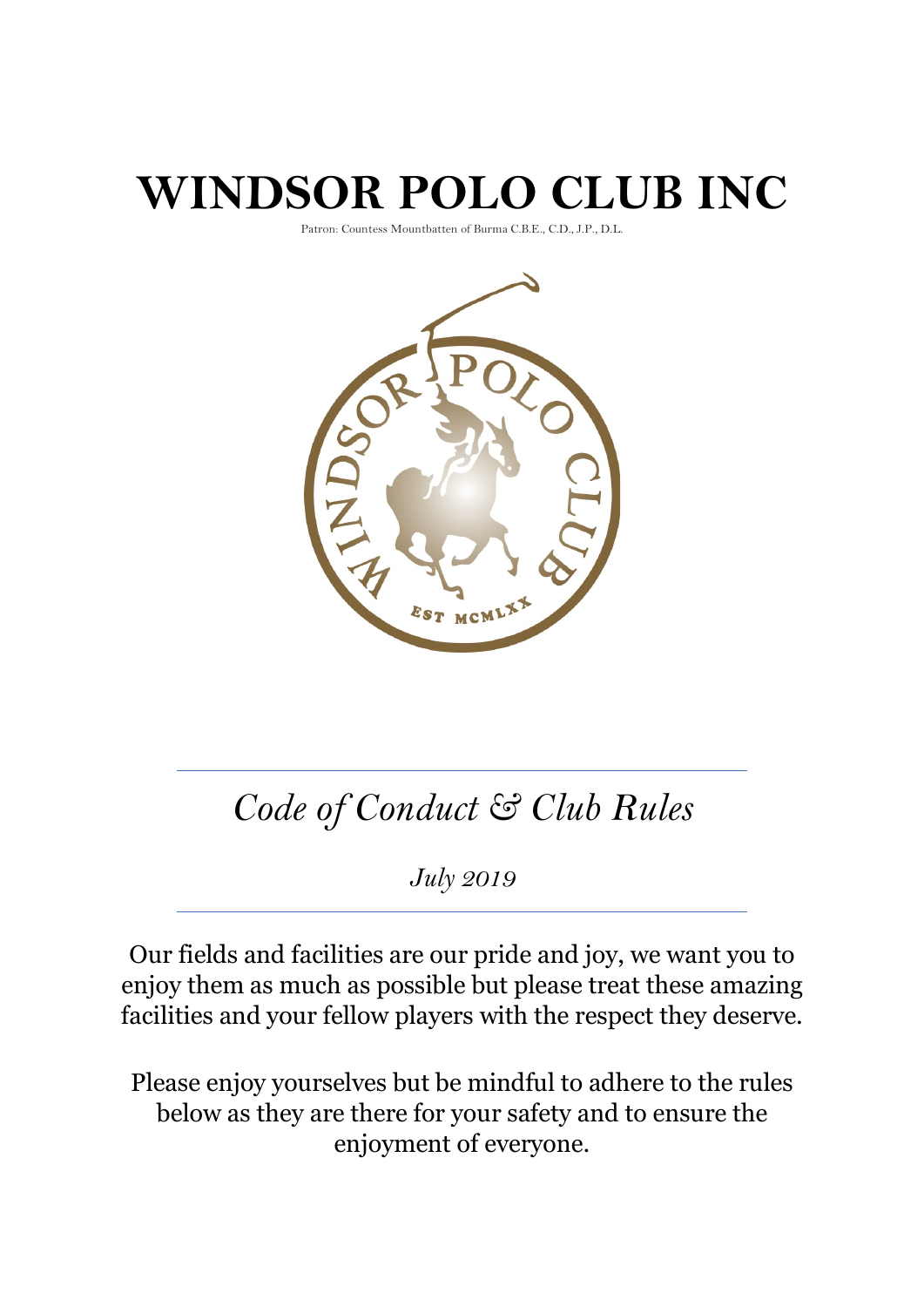# WINDSOR POLO CLUB INC

Patron: Countess Mountbatten of Burma C.B.E., C.D., J.P., D.L.

## *Code of Conduct & Club Rules*

*July 2019*

Our fields and facilities are our pride and joy, we want you to enjoy them as much as possible but please treat these amazing facilities and your fellow players with the respect they deserve.

Please enjoy yourselves but be mindful to adhere to the rules below as they are there for your safety and to ensure the enjoyment of everyone.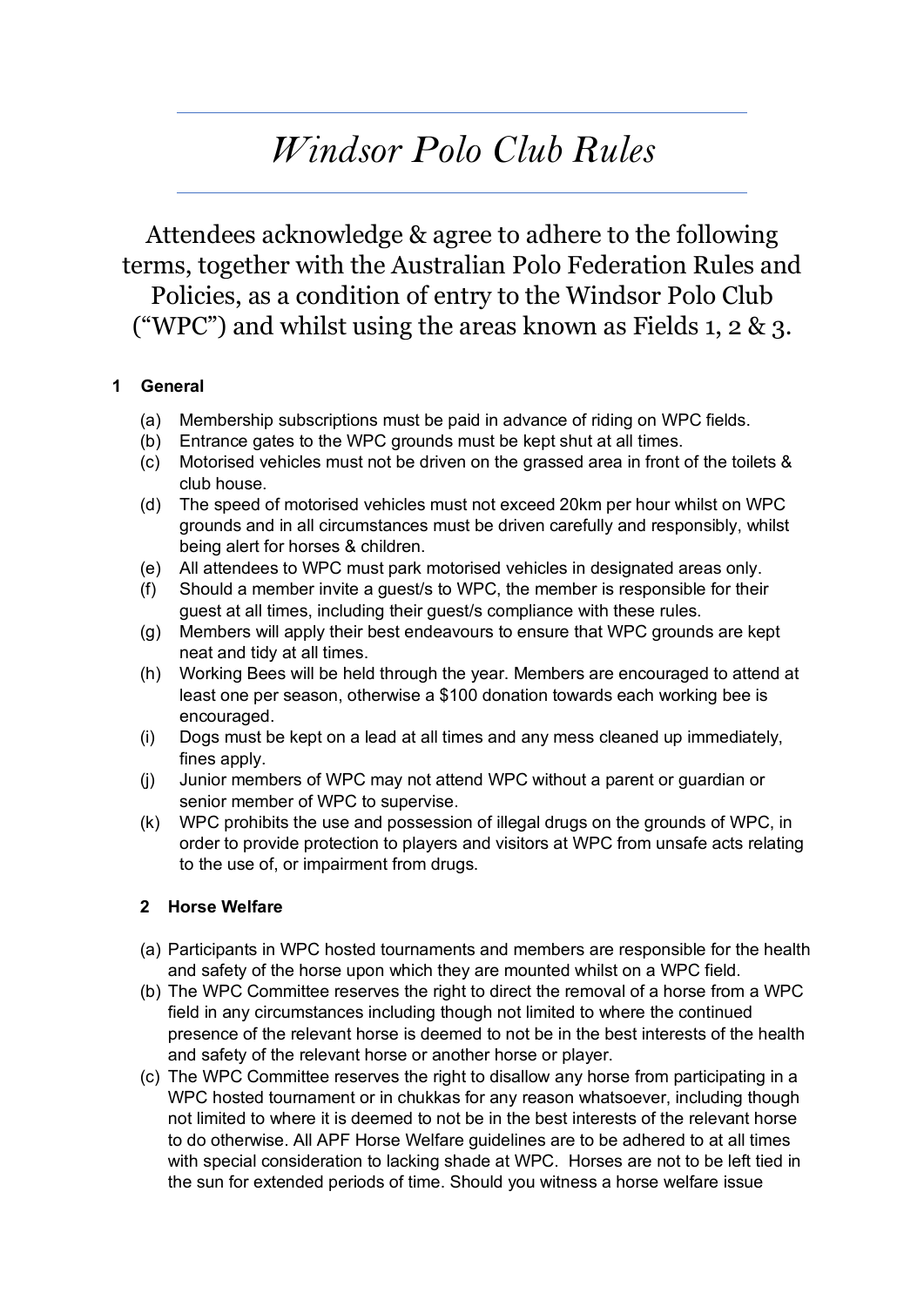# *Windsor Polo Club Rules*

Attendees acknowledge & agree to adhere to the following terms, together with the Australian Polo Federation Rules and Policies, as a condition of entry to the Windsor Polo Club ("WPC") and whilst using the areas known as Fields 1, 2 & 3.

## 1 General

(a) Membership subscriptions must be paid in advance of riding on WPC fields.
(b) Entrance gates to the WPC grounds must be kept shut at all times.
(c) Motorised vehicles must not be driven on the grassed area in front of the toilets & club house.
(d) The speed of motorised vehicles must not exceed 20km per hour whilst on WPC grounds and in all circumstances must be driven carefully and responsibly, whilst being alert for horses & children.
(e) All attendees to WPC must park motorised vehicles in designated areas only.
(f) Should a member invite a guest/s to WPC, the member is responsible for their guest at all times, including their guest/s compliance with these rules.
(g) Members will apply their best endeavours to ensure that WPC grounds are kept neat and tidy at all times.
(h) Working Bees will be held through the year. Members are encouraged to attend at least one per season, otherwise a $100 donation towards each working bee is encouraged.
(i) Dogs must be kept on a lead at all times and any mess cleaned up immediately, fines apply.
(j) Junior members of WPC may not attend WPC without a parent or guardian or senior member of WPC to supervise.
(k) WPC prohibits the use and possession of illegal drugs on the grounds of WPC, in order to provide protection to players and visitors at WPC from unsafe acts relating to the use of, or impairment from drugs.

## 2 Horse Welfare

(a) Participants in WPC hosted tournaments and members are responsible for the health and safety of the horse upon which they are mounted whilst on a WPC field.
(b) The WPC Committee reserves the right to direct the removal of a horse from a WPC field in any circumstances including though not limited to where the continued presence of the relevant horse is deemed to not be in the best interests of the health and safety of the relevant horse or another horse or player.
(c) The WPC Committee reserves the right to disallow any horse from participating in a WPC hosted tournament or in chukkas for any reason whatsoever, including though not limited to where it is deemed to not be in the best interests of the relevant horse to do otherwise. All APF Horse Welfare guidelines are to be adhered to at all times with special consideration to lacking shade at WPC. Horses are not to be left tied in the sun for extended periods of time. Should you witness a horse welfare issue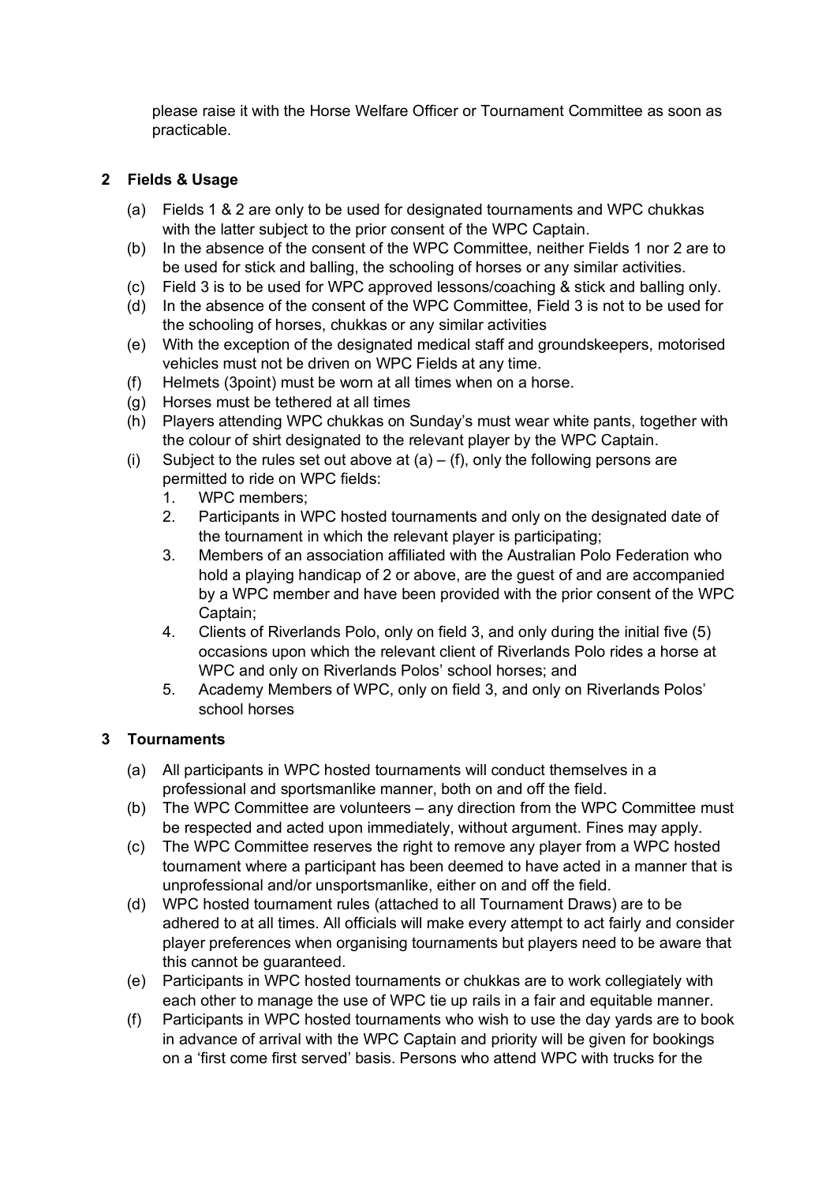please raise it with the Horse Welfare Officer or Tournament Committee as soon as practicable.

## 2 Fields & Usage

(a) Fields 1 & 2 are only to be used for designated tournaments and WPC chukkas with the latter subject to the prior consent of the WPC Captain.

(b) In the absence of the consent of the WPC Committee, neither Fields 1 nor 2 are to be used for stick and balling, the schooling of horses or any similar activities.

(c) Field 3 is to be used for WPC approved lessons/coaching & stick and balling only.

(d) In the absence of the consent of the WPC Committee, Field 3 is not to be used for the schooling of horses, chukkas or any similar activities

(e) With the exception of the designated medical staff and groundskeepers, motorised vehicles must not be driven on WPC Fields at any time.

(f) Helmets (3point) must be worn at all times when on a horse.

(g) Horses must be tethered at all times

(h) Players attending WPC chukkas on Sunday's must wear white pants, together with the colour of shirt designated to the relevant player by the WPC Captain.

(i) Subject to the rules set out above at (a) – (f), only the following persons are permitted to ride on WPC fields:

1. WPC members;
2. Participants in WPC hosted tournaments and only on the designated date of the tournament in which the relevant player is participating;
3. Members of an association affiliated with the Australian Polo Federation who hold a playing handicap of 2 or above, are the guest of and are accompanied by a WPC member and have been provided with the prior consent of the WPC Captain;
4. Clients of Riverlands Polo, only on field 3, and only during the initial five (5) occasions upon which the relevant client of Riverlands Polo rides a horse at WPC and only on Riverlands Polos' school horses; and
5. Academy Members of WPC, only on field 3, and only on Riverlands Polos' school horses

## 3 Tournaments

(a) All participants in WPC hosted tournaments will conduct themselves in a professional and sportsmanlike manner, both on and off the field.

(b) The WPC Committee are volunteers – any direction from the WPC Committee must be respected and acted upon immediately, without argument. Fines may apply.

(c) The WPC Committee reserves the right to remove any player from a WPC hosted tournament where a participant has been deemed to have acted in a manner that is unprofessional and/or unsportsmanlike, either on and off the field.

(d) WPC hosted tournament rules (attached to all Tournament Draws) are to be adhered to at all times. All officials will make every attempt to act fairly and consider player preferences when organising tournaments but players need to be aware that this cannot be guaranteed.

(e) Participants in WPC hosted tournaments or chukkas are to work collegiately with each other to manage the use of WPC tie up rails in a fair and equitable manner.

(f) Participants in WPC hosted tournaments who wish to use the day yards are to book in advance of arrival with the WPC Captain and priority will be given for bookings on a 'first come first served' basis. Persons who attend WPC with trucks for the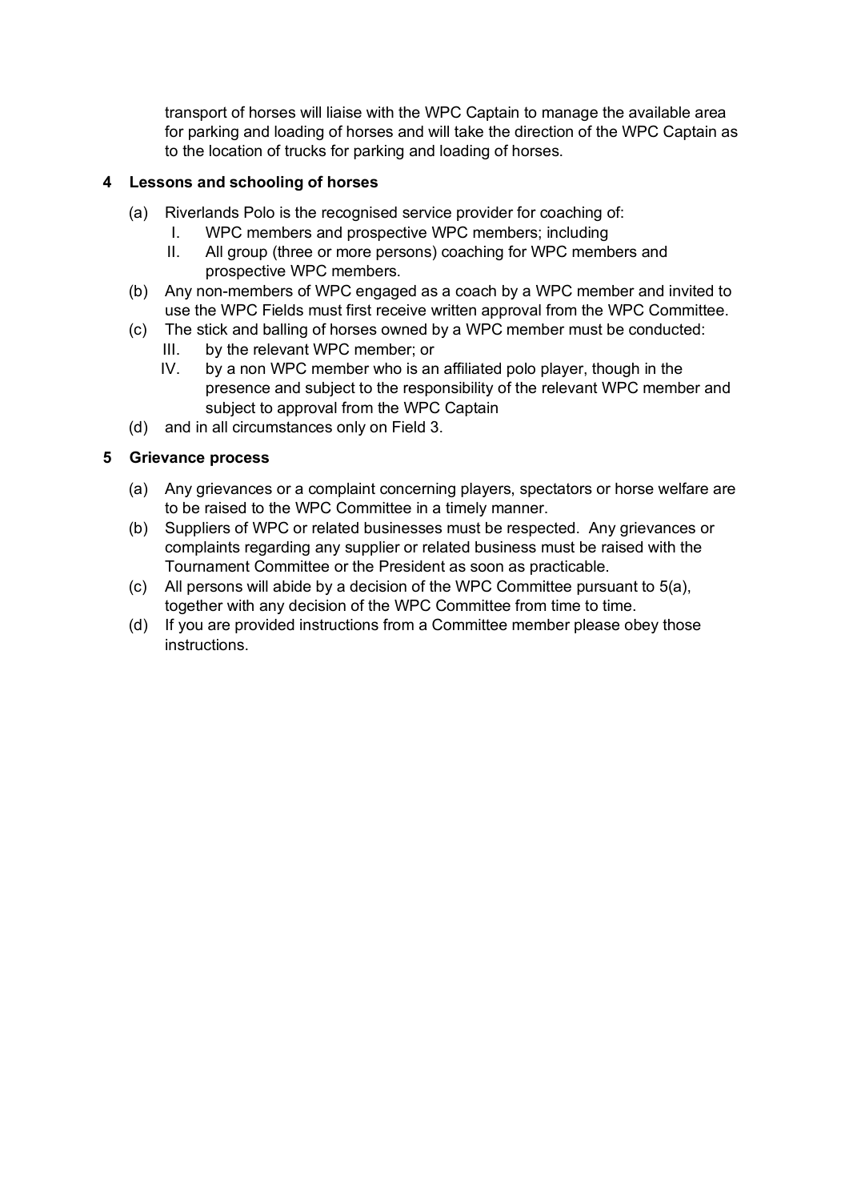transport of horses will liaise with the WPC Captain to manage the available area for parking and loading of horses and will take the direction of the WPC Captain as to the location of trucks for parking and loading of horses.

## 4 Lessons and schooling of horses

(a) Riverlands Polo is the recognised service provider for coaching of:
  I. WPC members and prospective WPC members; including
  II. All group (three or more persons) coaching for WPC members and prospective WPC members.

(b) Any non-members of WPC engaged as a coach by a WPC member and invited to use the WPC Fields must first receive written approval from the WPC Committee.

(c) The stick and balling of horses owned by a WPC member must be conducted:
  III. by the relevant WPC member; or
  IV. by a non WPC member who is an affiliated polo player, though in the presence and subject to the responsibility of the relevant WPC member and subject to approval from the WPC Captain

(d) and in all circumstances only on Field 3.

## 5 Grievance process

(a) Any grievances or a complaint concerning players, spectators or horse welfare are to be raised to the WPC Committee in a timely manner.

(b) Suppliers of WPC or related businesses must be respected. Any grievances or complaints regarding any supplier or related business must be raised with the Tournament Committee or the President as soon as practicable.

(c) All persons will abide by a decision of the WPC Committee pursuant to 5(a), together with any decision of the WPC Committee from time to time.

(d) If you are provided instructions from a Committee member please obey those instructions.